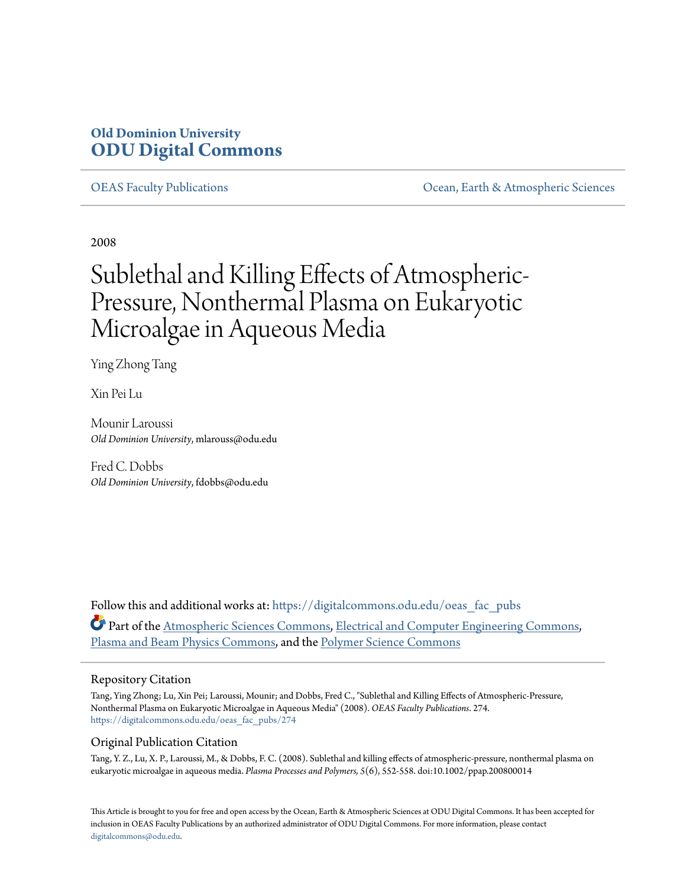**Old Dominion University**
**ODU Digital Commons**

OEAS Faculty Publications | Ocean, Earth & Atmospheric Sciences

2008

# Sublethal and Killing Effects of Atmospheric-Pressure, Nonthermal Plasma on Eukaryotic Microalgae in Aqueous Media

Ying Zhong Tang

Xin Pei Lu

Mounir Laroussi
*Old Dominion University*, mlarouss@odu.edu

Fred C. Dobbs
*Old Dominion University*, fdobbs@odu.edu

Follow this and additional works at: https://digitalcommons.odu.edu/oeas_fac_pubs

Part of the Atmospheric Sciences Commons, Electrical and Computer Engineering Commons, Plasma and Beam Physics Commons, and the Polymer Science Commons

## Repository Citation

Tang, Ying Zhong; Lu, Xin Pei; Laroussi, Mounir; and Dobbs, Fred C., "Sublethal and Killing Effects of Atmospheric-Pressure, Nonthermal Plasma on Eukaryotic Microalgae in Aqueous Media" (2008). *OEAS Faculty Publications*. 274.
https://digitalcommons.odu.edu/oeas_fac_pubs/274

## Original Publication Citation

Tang, Y. Z., Lu, X. P., Laroussi, M., & Dobbs, F. C. (2008). Sublethal and killing effects of atmospheric-pressure, nonthermal plasma on eukaryotic microalgae in aqueous media. *Plasma Processes and Polymers, 5*(6), 552-558. doi:10.1002/ppap.200800014

This Article is brought to you for free and open access by the Ocean, Earth & Atmospheric Sciences at ODU Digital Commons. It has been accepted for inclusion in OEAS Faculty Publications by an authorized administrator of ODU Digital Commons. For more information, please contact digitalcommons@odu.edu.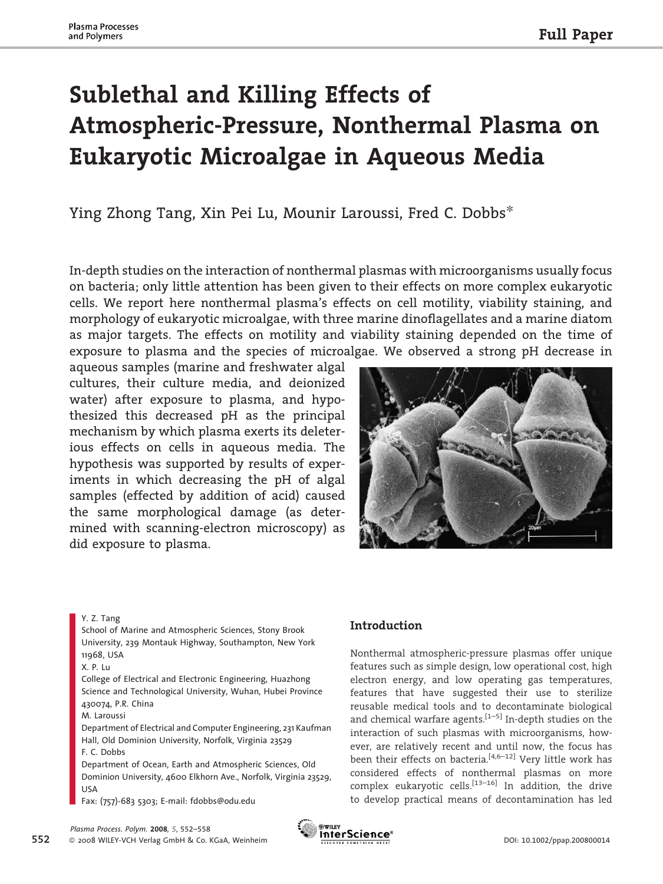# Sublethal and Killing Effects of Atmospheric-Pressure, Nonthermal Plasma on Eukaryotic Microalgae in Aqueous Media

Ying Zhong Tang, Xin Pei Lu, Mounir Laroussi, Fred C. Dobbs*

In-depth studies on the interaction of nonthermal plasmas with microorganisms usually focus on bacteria; only little attention has been given to their effects on more complex eukaryotic cells. We report here nonthermal plasma's effects on cell motility, viability staining, and morphology of eukaryotic microalgae, with three marine dinoflagellates and a marine diatom as major targets. The effects on motility and viability staining depended on the time of exposure to plasma and the species of microalgae. We observed a strong pH decrease in aqueous samples (marine and freshwater algal cultures, their culture media, and deionized water) after exposure to plasma, and hypothesized this decreased pH as the principal mechanism by which plasma exerts its deleterious effects on cells in aqueous media. The hypothesis was supported by results of experiments in which decreasing the pH of algal samples (effected by addition of acid) caused the same morphological damage (as determined with scanning-electron microscopy) as did exposure to plasma.

Y. Z. Tang
School of Marine and Atmospheric Sciences, Stony Brook University, 239 Montauk Highway, Southampton, New York 11968, USA

X. P. Lu
College of Electrical and Electronic Engineering, Huazhong Science and Technological University, Wuhan, Hubei Province 430074, P.R. China

M. Laroussi
Department of Electrical and Computer Engineering, 231 Kaufman Hall, Old Dominion University, Norfolk, Virginia 23529

F. C. Dobbs
Department of Ocean, Earth and Atmospheric Sciences, Old Dominion University, 4600 Elkhorn Ave., Norfolk, Virginia 23529, USA
Fax: (757)-683 5303; E-mail: fdobbs@odu.edu

## Introduction

Nonthermal atmospheric-pressure plasmas offer unique features such as simple design, low operational cost, high electron energy, and low operating gas temperatures, features that have suggested their use to sterilize reusable medical tools and to decontaminate biological and chemical warfare agents.[1–5] In-depth studies on the interaction of such plasmas with microorganisms, however, are relatively recent and until now, the focus has been their effects on bacteria.[4,6–12] Very little work has considered effects of nonthermal plasmas on more complex eukaryotic cells.[13–16] In addition, the drive to develop practical means of decontamination has led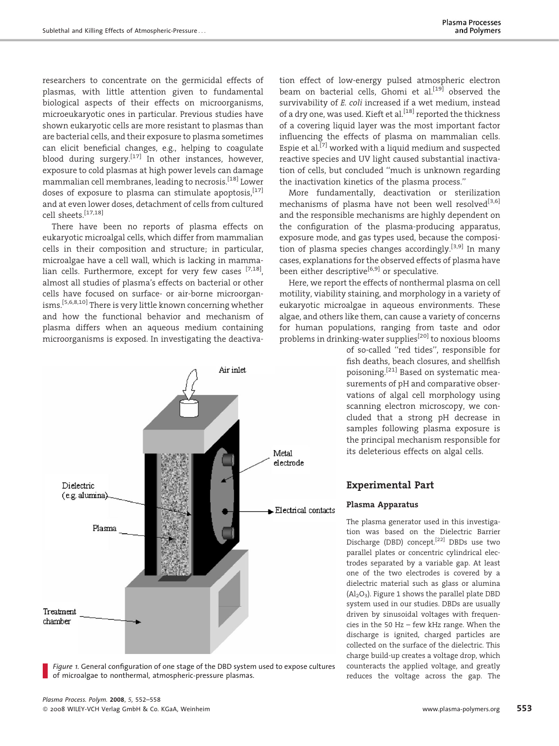researchers to concentrate on the germicidal effects of plasmas, with little attention given to fundamental biological aspects of their effects on microorganisms, microeukaryotic ones in particular. Previous studies have shown eukaryotic cells are more resistant to plasmas than are bacterial cells, and their exposure to plasma sometimes can elicit beneficial changes, e.g., helping to coagulate blood during surgery.[17] In other instances, however, exposure to cold plasmas at high power levels can damage mammalian cell membranes, leading to necrosis.[18] Lower doses of exposure to plasma can stimulate apoptosis,[17] and at even lower doses, detachment of cells from cultured cell sheets.[17,18]

There have been no reports of plasma effects on eukaryotic microalgal cells, which differ from mammalian cells in their composition and structure; in particular, microalgae have a cell wall, which is lacking in mammalian cells. Furthermore, except for very few cases [7,18], almost all studies of plasma's effects on bacterial or other cells have focused on surface- or air-borne microorganisms.[5,6,8,10] There is very little known concerning whether and how the functional behavior and mechanism of plasma differs when an aqueous medium containing microorganisms is exposed. In investigating the deactivation effect of low-energy pulsed atmospheric electron beam on bacterial cells, Ghomi et al.[19] observed the survivability of *E. coli* increased if a wet medium, instead of a dry one, was used. Kieft et al.[18] reported the thickness of a covering liquid layer was the most important factor influencing the effects of plasma on mammalian cells. Espie et al.[7] worked with a liquid medium and suspected reactive species and UV light caused substantial inactivation of cells, but concluded "much is unknown regarding the inactivation kinetics of the plasma process."

More fundamentally, deactivation or sterilization mechanisms of plasma have not been well resolved[3,6] and the responsible mechanisms are highly dependent on the configuration of the plasma-producing apparatus, exposure mode, and gas types used, because the composition of plasma species changes accordingly.[3,9] In many cases, explanations for the observed effects of plasma have been either descriptive[6,9] or speculative.

Here, we report the effects of nonthermal plasma on cell motility, viability staining, and morphology in a variety of eukaryotic microalgae in aqueous environments. These algae, and others like them, can cause a variety of concerns for human populations, ranging from taste and odor problems in drinking-water supplies[20] to noxious blooms of so-called "red tides", responsible for fish deaths, beach closures, and shellfish poisoning.[21] Based on systematic measurements of pH and comparative observations of algal cell morphology using scanning electron microscopy, we concluded that a strong pH decrease in samples following plasma exposure is the principal mechanism responsible for its deleterious effects on algal cells.

*Figure 1.* General configuration of one stage of the DBD system used to expose cultures of microalgae to nonthermal, atmospheric-pressure plasmas.

## Experimental Part

### Plasma Apparatus

The plasma generator used in this investigation was based on the Dielectric Barrier Discharge (DBD) concept.[22] DBDs use two parallel plates or concentric cylindrical electrodes separated by a variable gap. At least one of the two electrodes is covered by a dielectric material such as glass or alumina ($Al_2O_3$). Figure 1 shows the parallel plate DBD system used in our studies. DBDs are usually driven by sinusoidal voltages with frequencies in the 50 Hz – few kHz range. When the discharge is ignited, charged particles are collected on the surface of the dielectric. This charge build-up creates a voltage drop, which counteracts the applied voltage, and greatly reduces the voltage across the gap. The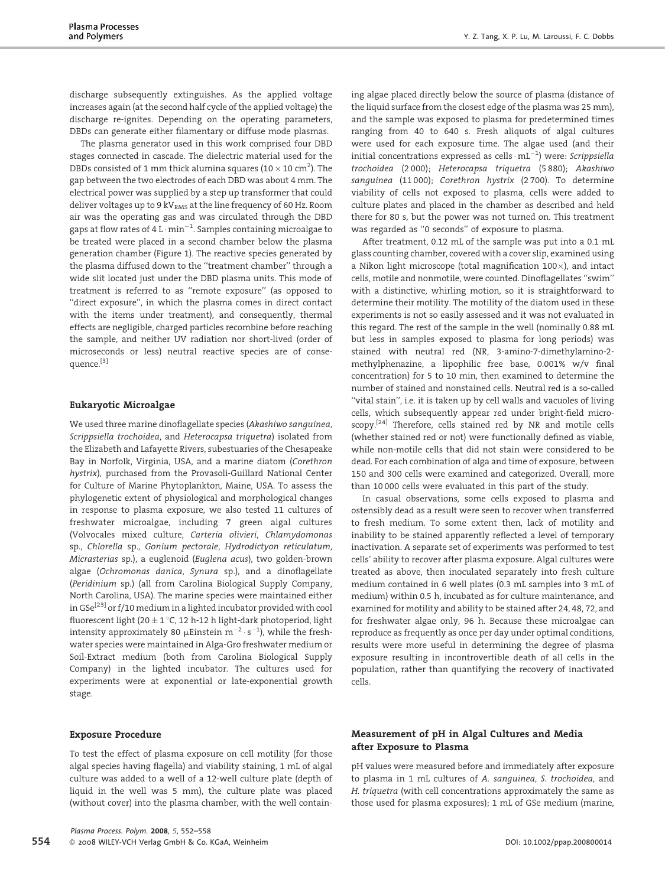discharge subsequently extinguishes. As the applied voltage increases again (at the second half cycle of the applied voltage) the discharge re-ignites. Depending on the operating parameters, DBDs can generate either filamentary or diffuse mode plasmas.

The plasma generator used in this work comprised four DBD stages connected in cascade. The dielectric material used for the DBDs consisted of 1 mm thick alumina squares ($10 \times 10$ cm$^2$). The gap between the two electrodes of each DBD was about 4 mm. The electrical power was supplied by a step up transformer that could deliver voltages up to 9 kV$_{RMS}$ at the line frequency of 60 Hz. Room air was the operating gas and was circulated through the DBD gaps at flow rates of 4 L $\cdot$ min$^{-1}$. Samples containing microalgae to be treated were placed in a second chamber below the plasma generation chamber (Figure 1). The reactive species generated by the plasma diffused down to the "treatment chamber" through a wide slit located just under the DBD plasma units. This mode of treatment is referred to as "remote exposure" (as opposed to "direct exposure", in which the plasma comes in direct contact with the items under treatment), and consequently, thermal effects are negligible, charged particles recombine before reaching the sample, and neither UV radiation nor short-lived (order of microseconds or less) neutral reactive species are of consequence.[3]

## Eukaryotic Microalgae

We used three marine dinoflagellate species (*Akashiwo sanguinea*, *Scrippsiella trochoidea*, and *Heterocapsa triquetra*) isolated from the Elizabeth and Lafayette Rivers, subestuaries of the Chesapeake Bay in Norfolk, Virginia, USA, and a marine diatom (*Corethron hystrix*), purchased from the Provasoli-Guillard National Center for Culture of Marine Phytoplankton, Maine, USA. To assess the phylogenetic extent of physiological and morphological changes in response to plasma exposure, we also tested 11 cultures of freshwater microalgae, including 7 green algal cultures (Volvocales mixed culture, *Carteria olivieri*, *Chlamydomonas* sp., *Chlorella* sp., *Gonium pectorale*, *Hydrodictyon reticulatum*, *Micrasterias* sp.), a euglenoid (*Euglena acus*), two golden-brown algae (*Ochromonas danica*, *Synura* sp.), and a dinoflagellate (*Peridinium* sp.) (all from Carolina Biological Supply Company, North Carolina, USA). The marine species were maintained either in GSe[23] or f/10 medium in a lighted incubator provided with cool fluorescent light ($20 \pm 1$ °C, 12 h-12 h light-dark photoperiod, light intensity approximately 80 $\mu$Einstein m$^{-2} \cdot$ s$^{-1}$), while the freshwater species were maintained in Alga-Gro freshwater medium or Soil-Extract medium (both from Carolina Biological Supply Company) in the lighted incubator. The cultures used for experiments were at exponential or late-exponential growth stage.

## Exposure Procedure

To test the effect of plasma exposure on cell motility (for those algal species having flagella) and viability staining, 1 mL of algal culture was added to a well of a 12-well culture plate (depth of liquid in the well was 5 mm), the culture plate was placed (without cover) into the plasma chamber, with the well containing algae placed directly below the source of plasma (distance of the liquid surface from the closest edge of the plasma was 25 mm), and the sample was exposed to plasma for predetermined times ranging from 40 to 640 s. Fresh aliquots of algal cultures were used for each exposure time. The algae used (and their initial concentrations expressed as cells $\cdot$ mL$^{-1}$) were: *Scrippsiella trochoidea* (2 000); *Heterocapsa triquetra* (5 880); *Akashiwo sanguinea* (11 000); *Corethron hystrix* (2 700). To determine viability of cells not exposed to plasma, cells were added to culture plates and placed in the chamber as described and held there for 80 s, but the power was not turned on. This treatment was regarded as "0 seconds" of exposure to plasma.

After treatment, 0.12 mL of the sample was put into a 0.1 mL glass counting chamber, covered with a cover slip, examined using a Nikon light microscope (total magnification 100×), and intact cells, motile and nonmotile, were counted. Dinoflagellates "swim" with a distinctive, whirling motion, so it is straightforward to determine their motility. The motility of the diatom used in these experiments is not so easily assessed and it was not evaluated in this regard. The rest of the sample in the well (nominally 0.88 mL but less in samples exposed to plasma for long periods) was stained with neutral red (NR, 3-amino-7-dimethylamino-2-methylphenazine, a lipophilic free base, 0.001% w/v final concentration) for 5 to 10 min, then examined to determine the number of stained and nonstained cells. Neutral red is a so-called "vital stain", i.e. it is taken up by cell walls and vacuoles of living cells, which subsequently appear red under bright-field microscopy.[24] Therefore, cells stained red by NR and motile cells (whether stained red or not) were functionally defined as viable, while non-motile cells that did not stain were considered to be dead. For each combination of alga and time of exposure, between 150 and 300 cells were examined and categorized. Overall, more than 10 000 cells were evaluated in this part of the study.

In casual observations, some cells exposed to plasma and ostensibly dead as a result were seen to recover when transferred to fresh medium. To some extent then, lack of motility and inability to be stained apparently reflected a level of temporary inactivation. A separate set of experiments was performed to test cells' ability to recover after plasma exposure. Algal cultures were treated as above, then inoculated separately into fresh culture medium contained in 6 well plates (0.3 mL samples into 3 mL of medium) within 0.5 h, incubated as for culture maintenance, and examined for motility and ability to be stained after 24, 48, 72, and for freshwater algae only, 96 h. Because these microalgae can reproduce as frequently as once per day under optimal conditions, results were more useful in determining the degree of plasma exposure resulting in incontrovertible death of all cells in the population, rather than quantifying the recovery of inactivated cells.

## Measurement of pH in Algal Cultures and Media after Exposure to Plasma

pH values were measured before and immediately after exposure to plasma in 1 mL cultures of *A. sanguinea*, *S. trochoidea*, and *H. triquetra* (with cell concentrations approximately the same as those used for plasma exposures); 1 mL of GSe medium (marine,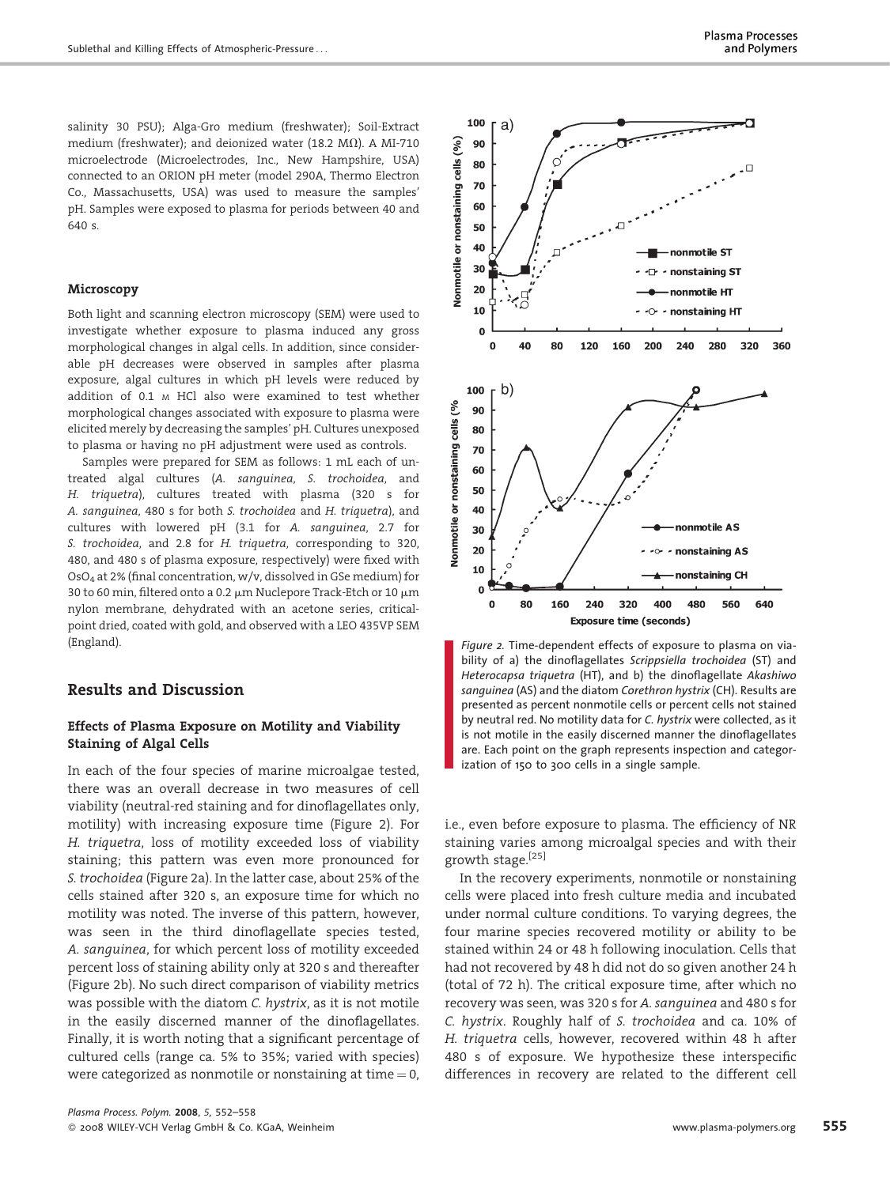salinity 30 PSU); Alga-Gro medium (freshwater); Soil-Extract medium (freshwater); and deionized water (18.2 MΩ). A MI-710 microelectrode (Microelectrodes, Inc., New Hampshire, USA) connected to an ORION pH meter (model 290A, Thermo Electron Co., Massachusetts, USA) was used to measure the samples' pH. Samples were exposed to plasma for periods between 40 and 640 s.

### Microscopy

Both light and scanning electron microscopy (SEM) were used to investigate whether exposure to plasma induced any gross morphological changes in algal cells. In addition, since considerable pH decreases were observed in samples after plasma exposure, algal cultures in which pH levels were reduced by addition of 0.1 M HCl also were examined to test whether morphological changes associated with exposure to plasma were elicited merely by decreasing the samples' pH. Cultures unexposed to plasma or having no pH adjustment were used as controls.

Samples were prepared for SEM as follows: 1 mL each of untreated algal cultures (*A. sanguinea*, *S. trochoidea*, and *H. triquetra*), cultures treated with plasma (320 s for *A. sanguinea*, 480 s for both *S. trochoidea* and *H. triquetra*), and cultures with lowered pH (3.1 for *A. sanguinea*, 2.7 for *S. trochoidea*, and 2.8 for *H. triquetra*, corresponding to 320, 480, and 480 s of plasma exposure, respectively) were fixed with $OsO_4$ at 2% (final concentration, w/v, dissolved in GSe medium) for 30 to 60 min, filtered onto a 0.2 μm Nuclepore Track-Etch or 10 μm nylon membrane, dehydrated with an acetone series, critical-point dried, coated with gold, and observed with a LEO 435VP SEM (England).

## Results and Discussion

### Effects of Plasma Exposure on Motility and Viability Staining of Algal Cells

In each of the four species of marine microalgae tested, there was an overall decrease in two measures of cell viability (neutral-red staining and for dinoflagellates only, motility) with increasing exposure time (Figure 2). For *H. triquetra*, loss of motility exceeded loss of viability staining; this pattern was even more pronounced for *S. trochoidea* (Figure 2a). In the latter case, about 25% of the cells stained after 320 s, an exposure time for which no motility was noted. The inverse of this pattern, however, was seen in the third dinoflagellate species tested, *A. sanguinea*, for which percent loss of motility exceeded percent loss of staining ability only at 320 s and thereafter (Figure 2b). No such direct comparison of viability metrics was possible with the diatom *C. hystrix*, as it is not motile in the easily discerned manner of the dinoflagellates. Finally, it is worth noting that a significant percentage of cultured cells (range ca. 5% to 35%; varied with species) were categorized as nonmotile or nonstaining at time = 0, i.e., even before exposure to plasma. The efficiency of NR staining varies among microalgal species and with their growth stage.[25]

*Figure 2.* Time-dependent effects of exposure to plasma on viability of a) the dinoflagellates *Scrippsiella trochoidea* (ST) and *Heterocapsa triquetra* (HT), and b) the dinoflagellate *Akashiwo sanguinea* (AS) and the diatom *Corethron hystrix* (CH). Results are presented as percent nonmotile cells or percent cells not stained by neutral red. No motility data for *C. hystrix* were collected, as it is not motile in the easily discerned manner the dinoflagellates are. Each point on the graph represents inspection and categorization of 150 to 300 cells in a single sample.

In the recovery experiments, nonmotile or nonstaining cells were placed into fresh culture media and incubated under normal culture conditions. To varying degrees, the four marine species recovered motility or ability to be stained within 24 or 48 h following inoculation. Cells that had not recovered by 48 h did not do so given another 24 h (total of 72 h). The critical exposure time, after which no recovery was seen, was 320 s for *A. sanguinea* and 480 s for *C. hystrix*. Roughly half of *S. trochoidea* and ca. 10% of *H. triquetra* cells, however, recovered within 48 h after 480 s of exposure. We hypothesize these interspecific differences in recovery are related to the different cell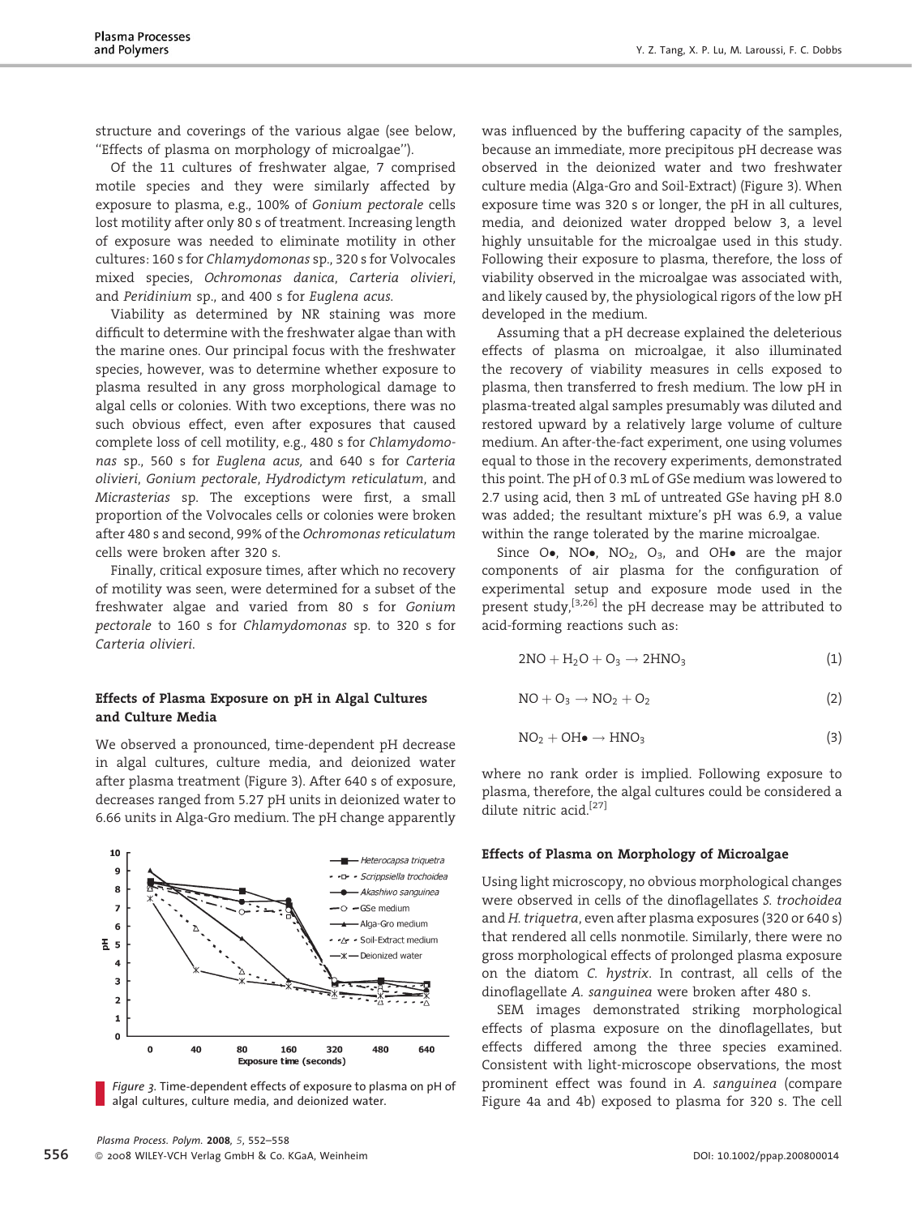structure and coverings of the various algae (see below, "Effects of plasma on morphology of microalgae").

Of the 11 cultures of freshwater algae, 7 comprised motile species and they were similarly affected by exposure to plasma, e.g., 100% of *Gonium pectorale* cells lost motility after only 80 s of treatment. Increasing length of exposure was needed to eliminate motility in other cultures: 160 s for *Chlamydomonas* sp., 320 s for Volvocales mixed species, *Ochromonas danica*, *Carteria olivieri*, and *Peridinium* sp., and 400 s for *Euglena acus*.

Viability as determined by NR staining was more difficult to determine with the freshwater algae than with the marine ones. Our principal focus with the freshwater species, however, was to determine whether exposure to plasma resulted in any gross morphological damage to algal cells or colonies. With two exceptions, there was no such obvious effect, even after exposures that caused complete loss of cell motility, e.g., 480 s for *Chlamydomonas* sp., 560 s for *Euglena acus*, and 640 s for *Carteria olivieri*, *Gonium pectorale*, *Hydrodictym reticulatum*, and *Micrasterias* sp. The exceptions were first, a small proportion of the Volvocales cells or colonies were broken after 480 s and second, 99% of the *Ochromonas reticulatum* cells were broken after 320 s.

Finally, critical exposure times, after which no recovery of motility was seen, were determined for a subset of the freshwater algae and varied from 80 s for *Gonium pectorale* to 160 s for *Chlamydomonas* sp. to 320 s for *Carteria olivieri*.

### Effects of Plasma Exposure on pH in Algal Cultures and Culture Media

We observed a pronounced, time-dependent pH decrease in algal cultures, culture media, and deionized water after plasma treatment (Figure 3). After 640 s of exposure, decreases ranged from 5.27 pH units in deionized water to 6.66 units in Alga-Gro medium. The pH change apparently was influenced by the buffering capacity of the samples, because an immediate, more precipitous pH decrease was observed in the deionized water and two freshwater culture media (Alga-Gro and Soil-Extract) (Figure 3). When exposure time was 320 s or longer, the pH in all cultures, media, and deionized water dropped below 3, a level highly unsuitable for the microalgae used in this study. Following their exposure to plasma, therefore, the loss of viability observed in the microalgae was associated with, and likely caused by, the physiological rigors of the low pH developed in the medium.

*Figure 3.* Time-dependent effects of exposure to plasma on pH of algal cultures, culture media, and deionized water.

Assuming that a pH decrease explained the deleterious effects of plasma on microalgae, it also illuminated the recovery of viability measures in cells exposed to plasma, then transferred to fresh medium. The low pH in plasma-treated algal samples presumably was diluted and restored upward by a relatively large volume of culture medium. An after-the-fact experiment, one using volumes equal to those in the recovery experiments, demonstrated this point. The pH of 0.3 mL of GSe medium was lowered to 2.7 using acid, then 3 mL of untreated GSe having pH 8.0 was added; the resultant mixture's pH was 6.9, a value within the range tolerated by the marine microalgae.

Since O•, NO•, $NO_2$, $O_3$, and OH• are the major components of air plasma for the configuration of experimental setup and exposure mode used in the present study,[3,26] the pH decrease may be attributed to acid-forming reactions such as:

$$2NO + H_2O + O_3 \rightarrow 2HNO_3 \tag{1}$$

$$NO + O_3 \rightarrow NO_2 + O_2 \tag{2}$$

$$NO_2 + OH\bullet \rightarrow HNO_3 \tag{3}$$

where no rank order is implied. Following exposure to plasma, therefore, the algal cultures could be considered a dilute nitric acid.[27]

### Effects of Plasma on Morphology of Microalgae

Using light microscopy, no obvious morphological changes were observed in cells of the dinoflagellates *S. trochoidea* and *H. triquetra*, even after plasma exposures (320 or 640 s) that rendered all cells nonmotile. Similarly, there were no gross morphological effects of prolonged plasma exposure on the diatom *C. hystrix*. In contrast, all cells of the dinoflagellate *A. sanguinea* were broken after 480 s.

SEM images demonstrated striking morphological effects of plasma exposure on the dinoflagellates, but effects differed among the three species examined. Consistent with light-microscope observations, the most prominent effect was found in *A. sanguinea* (compare Figure 4a and 4b) exposed to plasma for 320 s. The cell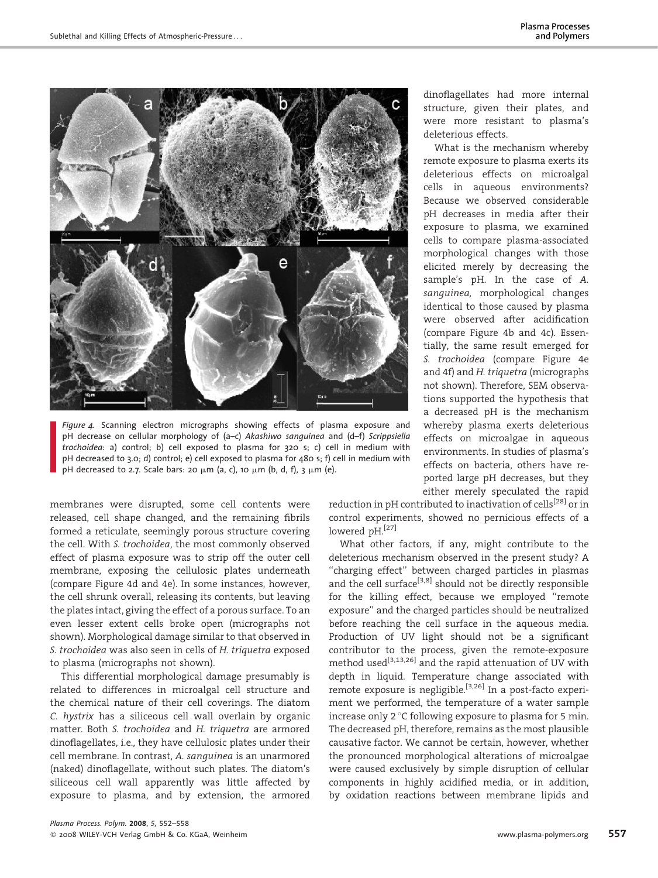*Figure 4.* Scanning electron micrographs showing effects of plasma exposure and pH decrease on cellular morphology of (a–c) *Akashiwo sanguinea* and (d–f) *Scrippsiella trochoidea*: a) control; b) cell exposed to plasma for 320 s; c) cell in medium with pH decreased to 3.0; d) control; e) cell exposed to plasma for 480 s; f) cell in medium with pH decreased to 2.7. Scale bars: 20 μm (a, c), 10 μm (b, d, f), 3 μm (e).

membranes were disrupted, some cell contents were released, cell shape changed, and the remaining fibrils formed a reticulate, seemingly porous structure covering the cell. With *S. trochoidea*, the most commonly observed effect of plasma exposure was to strip off the outer cell membrane, exposing the cellulosic plates underneath (compare Figure 4d and 4e). In some instances, however, the cell shrunk overall, releasing its contents, but leaving the plates intact, giving the effect of a porous surface. To an even lesser extent cells broke open (micrographs not shown). Morphological damage similar to that observed in *S. trochoidea* was also seen in cells of *H. triquetra* exposed to plasma (micrographs not shown).

This differential morphological damage presumably is related to differences in microalgal cell structure and the chemical nature of their cell coverings. The diatom *C. hystrix* has a siliceous cell wall overlain by organic matter. Both *S. trochoidea* and *H. triquetra* are armored dinoflagellates, i.e., they have cellulosic plates under their cell membrane. In contrast, *A. sanguinea* is an unarmored (naked) dinoflagellate, without such plates. The diatom's siliceous cell wall apparently was little affected by exposure to plasma, and by extension, the armored dinoflagellates had more internal structure, given their plates, and were more resistant to plasma's deleterious effects.

What is the mechanism whereby remote exposure to plasma exerts its deleterious effects on microalgal cells in aqueous environments? Because we observed considerable pH decreases in media after their exposure to plasma, we examined cells to compare plasma-associated morphological changes with those elicited merely by decreasing the sample's pH. In the case of *A. sanguinea,* morphological changes identical to those caused by plasma were observed after acidification (compare Figure 4b and 4c). Essentially, the same result emerged for *S. trochoidea* (compare Figure 4e and 4f) and *H. triquetra* (micrographs not shown). Therefore, SEM observations supported the hypothesis that a decreased pH is the mechanism whereby plasma exerts deleterious effects on microalgae in aqueous environments. In studies of plasma's effects on bacteria, others have reported large pH decreases, but they either merely speculated the rapid reduction in pH contributed to inactivation of cells[28] or in control experiments, showed no pernicious effects of a lowered pH.[27]

What other factors, if any, might contribute to the deleterious mechanism observed in the present study? A "charging effect" between charged particles in plasmas and the cell surface[3,8] should not be directly responsible for the killing effect, because we employed "remote exposure" and the charged particles should be neutralized before reaching the cell surface in the aqueous media. Production of UV light should not be a significant contributor to the process, given the remote-exposure method used[3,13,26] and the rapid attenuation of UV with depth in liquid. Temperature change associated with remote exposure is negligible.[3,26] In a post-facto experiment we performed, the temperature of a water sample increase only 2 °C following exposure to plasma for 5 min. The decreased pH, therefore, remains as the most plausible causative factor. We cannot be certain, however, whether the pronounced morphological alterations of microalgae were caused exclusively by simple disruption of cellular components in highly acidified media, or in addition, by oxidation reactions between membrane lipids and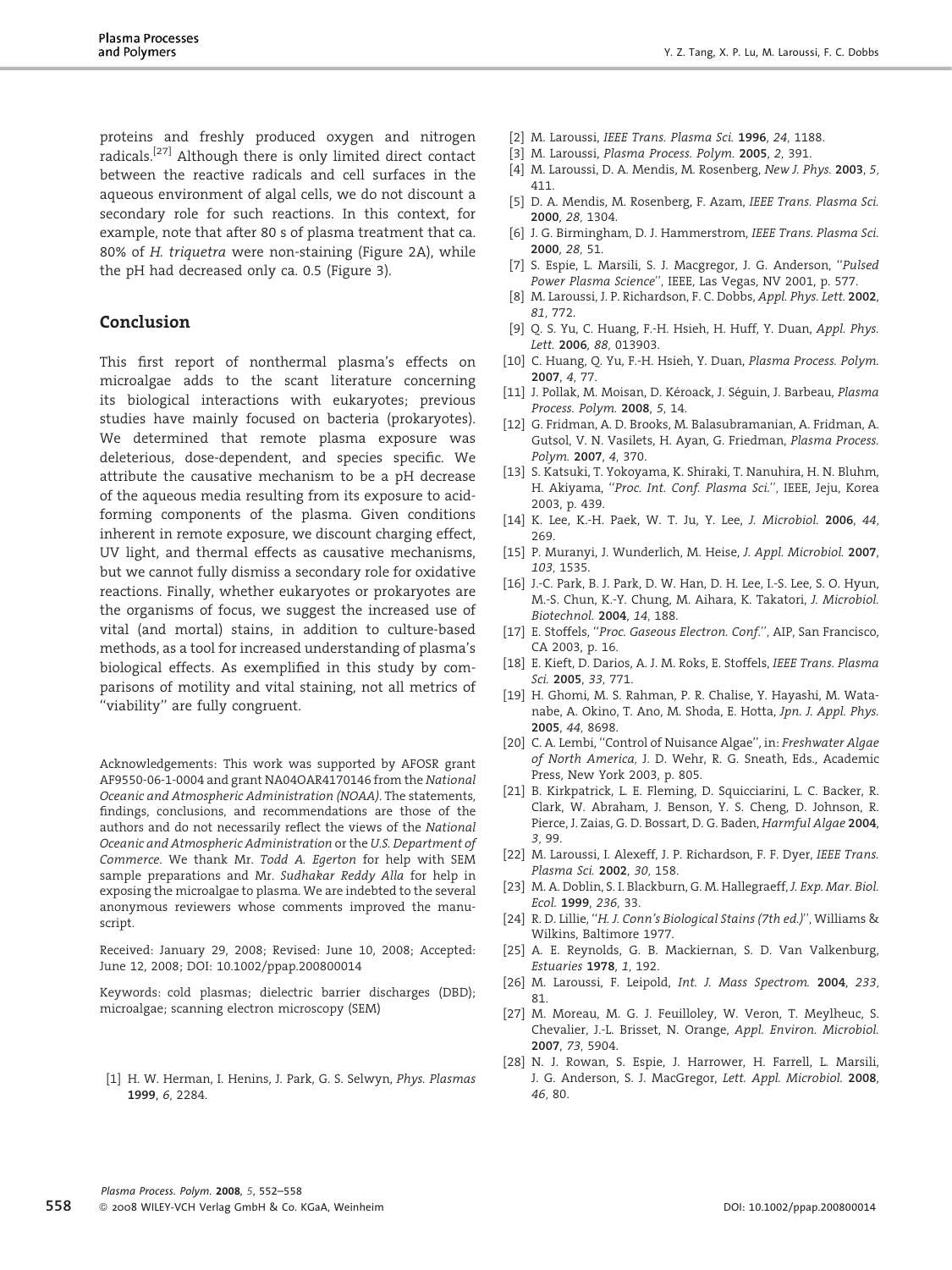proteins and freshly produced oxygen and nitrogen radicals.[27] Although there is only limited direct contact between the reactive radicals and cell surfaces in the aqueous environment of algal cells, we do not discount a secondary role for such reactions. In this context, for example, note that after 80 s of plasma treatment that ca. 80% of *H. triquetra* were non-staining (Figure 2A), while the pH had decreased only ca. 0.5 (Figure 3).

## Conclusion

This first report of nonthermal plasma's effects on microalgae adds to the scant literature concerning its biological interactions with eukaryotes; previous studies have mainly focused on bacteria (prokaryotes). We determined that remote plasma exposure was deleterious, dose-dependent, and species specific. We attribute the causative mechanism to be a pH decrease of the aqueous media resulting from its exposure to acid-forming components of the plasma. Given conditions inherent in remote exposure, we discount charging effect, UV light, and thermal effects as causative mechanisms, but we cannot fully dismiss a secondary role for oxidative reactions. Finally, whether eukaryotes or prokaryotes are the organisms of focus, we suggest the increased use of vital (and mortal) stains, in addition to culture-based methods, as a tool for increased understanding of plasma's biological effects. As exemplified in this study by comparisons of motility and vital staining, not all metrics of "viability" are fully congruent.

Acknowledgements: This work was supported by AFOSR grant AF9550-06-1-0004 and grant NA04OAR4170146 from the *National Oceanic and Atmospheric Administration (NOAA)*. The statements, findings, conclusions, and recommendations are those of the authors and do not necessarily reflect the views of the *National Oceanic and Atmospheric Administration* or the *U.S. Department of Commerce*. We thank Mr. *Todd A. Egerton* for help with SEM sample preparations and Mr. *Sudhakar Reddy Alla* for help in exposing the microalgae to plasma. We are indebted to the several anonymous reviewers whose comments improved the manuscript.

Received: January 29, 2008; Revised: June 10, 2008; Accepted: June 12, 2008; DOI: 10.1002/ppap.200800014

Keywords: cold plasmas; dielectric barrier discharges (DBD); microalgae; scanning electron microscopy (SEM)

[1] H. W. Herman, I. Henins, J. Park, G. S. Selwyn, *Phys. Plasmas* **1999**, *6*, 2284.

[2] M. Laroussi, *IEEE Trans. Plasma Sci.* **1996**, *24*, 1188.

[3] M. Laroussi, *Plasma Process. Polym.* **2005**, *2*, 391.

[4] M. Laroussi, D. A. Mendis, M. Rosenberg, *New J. Phys.* **2003**, *5*, 411.

[5] D. A. Mendis, M. Rosenberg, F. Azam, *IEEE Trans. Plasma Sci.* **2000**, *28*, 1304.

[6] J. G. Birmingham, D. J. Hammerstrom, *IEEE Trans. Plasma Sci.* **2000**, *28*, 51.

[7] S. Espie, L. Marsili, S. J. Macgregor, J. G. Anderson, "*Pulsed Power Plasma Science*", IEEE, Las Vegas, NV 2001, p. 577.

[8] M. Laroussi, J. P. Richardson, F. C. Dobbs, *Appl. Phys. Lett.* **2002**, *81*, 772.

[9] Q. S. Yu, C. Huang, F.-H. Hsieh, H. Huff, Y. Duan, *Appl. Phys. Lett.* **2006**, *88*, 013903.

[10] C. Huang, Q. Yu, F.-H. Hsieh, Y. Duan, *Plasma Process. Polym.* **2007**, *4*, 77.

[11] J. Pollak, M. Moisan, D. Kéroack, J. Séguin, J. Barbeau, *Plasma Process. Polym.* **2008**, *5*, 14.

[12] G. Fridman, A. D. Brooks, M. Balasubramanian, A. Fridman, A. Gutsol, V. N. Vasilets, H. Ayan, G. Friedman, *Plasma Process. Polym.* **2007**, *4*, 370.

[13] S. Katsuki, T. Yokoyama, K. Shiraki, T. Nanuhira, H. N. Bluhm, H. Akiyama, "*Proc. Int. Conf. Plasma Sci.*", IEEE, Jeju, Korea 2003, p. 439.

[14] K. Lee, K.-H. Paek, W. T. Ju, Y. Lee, *J. Microbiol.* **2006**, *44*, 269.

[15] P. Muranyi, J. Wunderlich, M. Heise, *J. Appl. Microbiol.* **2007**, *103*, 1535.

[16] J.-C. Park, B. J. Park, D. W. Han, D. H. Lee, I.-S. Lee, S. O. Hyun, M.-S. Chun, K.-Y. Chung, M. Aihara, K. Takatori, *J. Microbiol. Biotechnol.* **2004**, *14*, 188.

[17] E. Stoffels, "*Proc. Gaseous Electron. Conf.*", AIP, San Francisco, CA 2003, p. 16.

[18] E. Kieft, D. Darios, A. J. M. Roks, E. Stoffels, *IEEE Trans. Plasma Sci.* **2005**, *33*, 771.

[19] H. Ghomi, M. S. Rahman, P. R. Chalise, Y. Hayashi, M. Watanabe, A. Okino, T. Ano, M. Shoda, E. Hotta, *Jpn. J. Appl. Phys.* **2005**, *44*, 8698.

[20] C. A. Lembi, "Control of Nuisance Algae", in: *Freshwater Algae of North America*, J. D. Wehr, R. G. Sneath, Eds., Academic Press, New York 2003, p. 805.

[21] B. Kirkpatrick, L. E. Fleming, D. Squicciarini, L. C. Backer, R. Clark, W. Abraham, J. Benson, Y. S. Cheng, D. Johnson, R. Pierce, J. Zaias, G. D. Bossart, D. G. Baden, *Harmful Algae* **2004**, *3*, 99.

[22] M. Laroussi, I. Alexeff, J. P. Richardson, F. F. Dyer, *IEEE Trans. Plasma Sci.* **2002**, *30*, 158.

[23] M. A. Doblin, S. I. Blackburn, G. M. Hallegraeff, *J. Exp. Mar. Biol. Ecol.* **1999**, *236*, 33.

[24] R. D. Lillie, "*H. J. Conn's Biological Stains (7th ed.)*", Williams & Wilkins, Baltimore 1977.

[25] A. E. Reynolds, G. B. Mackiernan, S. D. Van Valkenburg, *Estuaries* **1978**, *1*, 192.

[26] M. Laroussi, F. Leipold, *Int. J. Mass Spectrom.* **2004**, *233*, 81.

[27] M. Moreau, M. G. J. Feuilloley, W. Veron, T. Meylheuc, S. Chevalier, J.-L. Brisset, N. Orange, *Appl. Environ. Microbiol.* **2007**, *73*, 5904.

[28] N. J. Rowan, S. Espie, J. Harrower, H. Farrell, L. Marsili, J. G. Anderson, S. J. MacGregor, *Lett. Appl. Microbiol.* **2008**, *46*, 80.